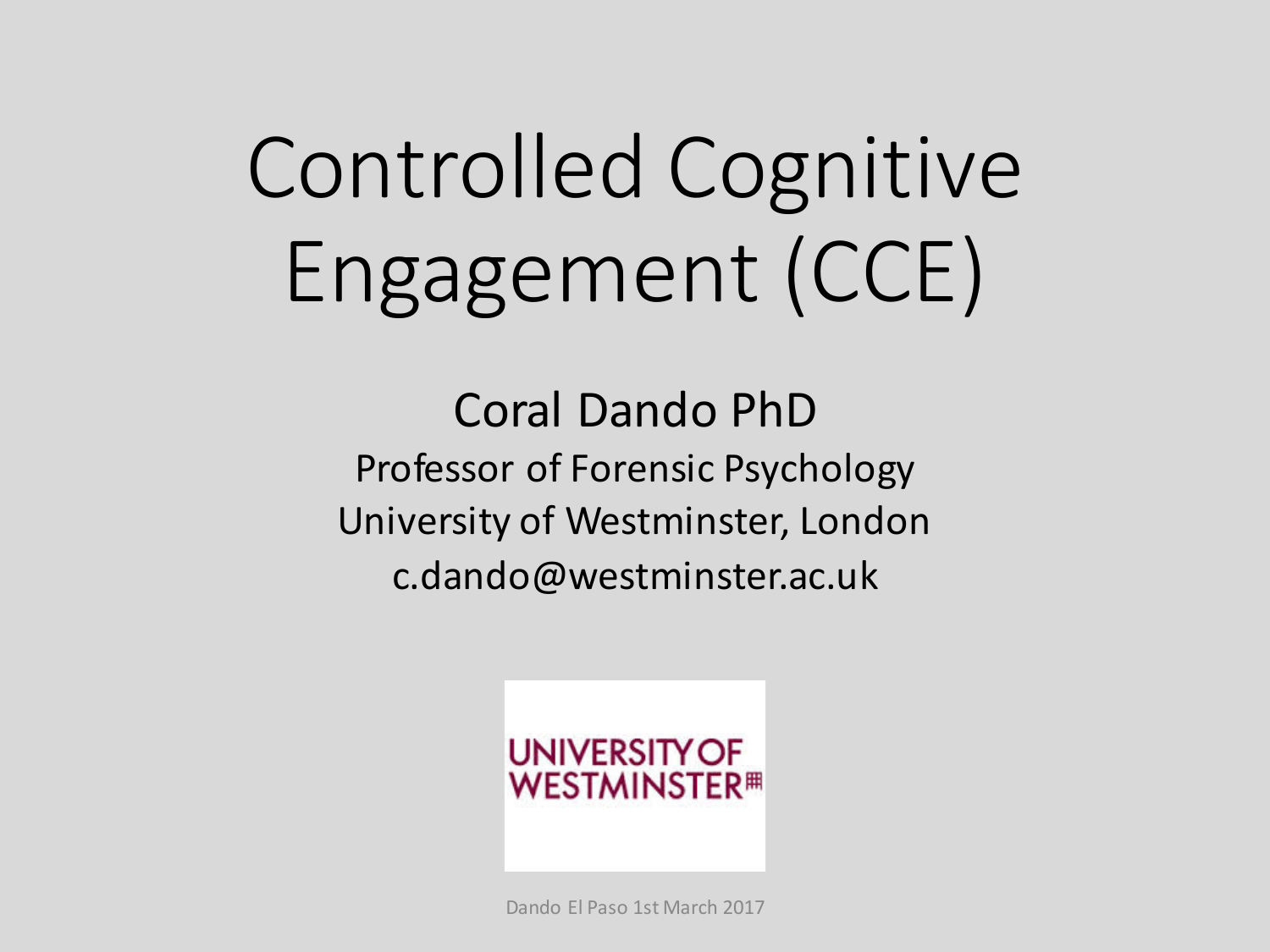# Controlled Cognitive Engagement (CCE)

Coral Dando PhD

Professor of Forensic Psychology

University of Westminster, London

c.dando@westminster.ac.uk

UNIVERSITY OF WESTMINSTER

Dando El Paso 1st March 2017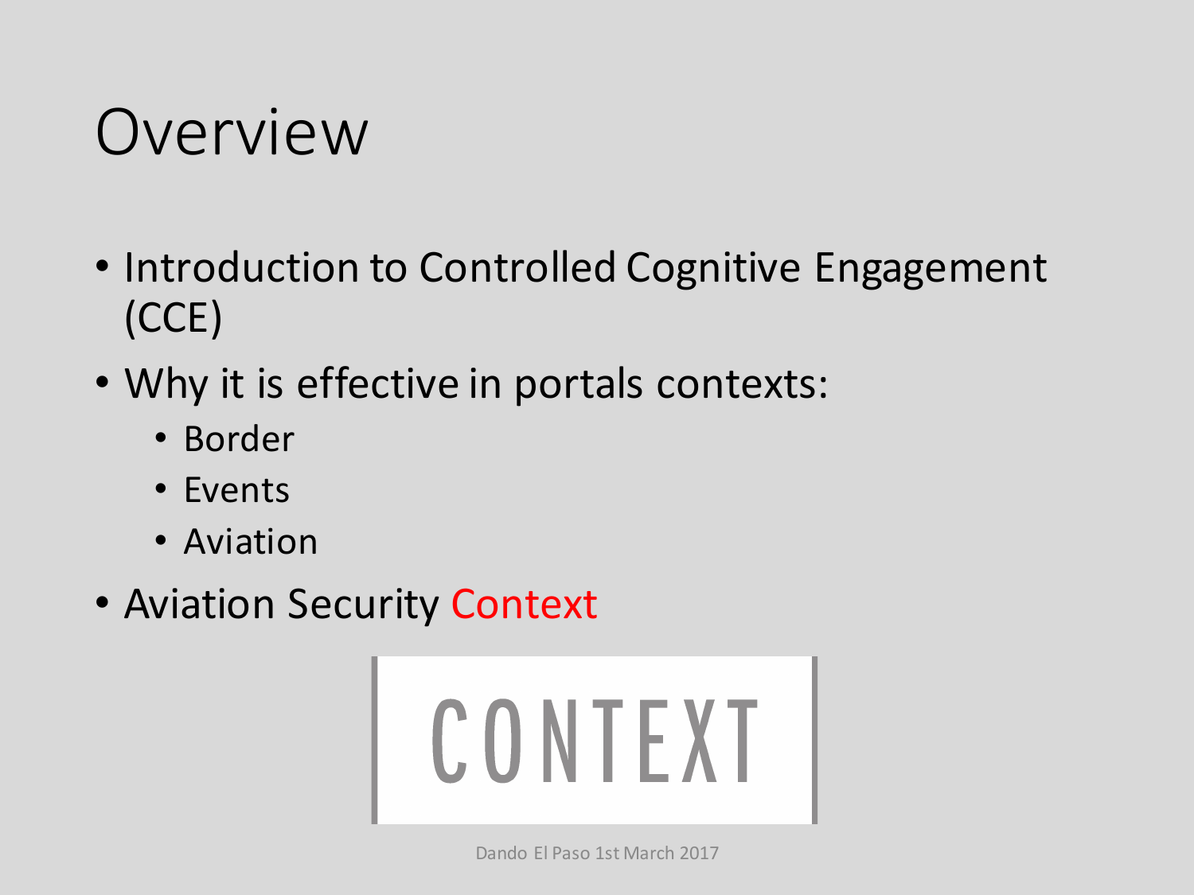# Overview

- Introduction to Controlled Cognitive Engagement (CCE)
- Why it is effective in portals contexts:
  - Border
  - Events
  - Aviation
- Aviation Security Context

CONTEXT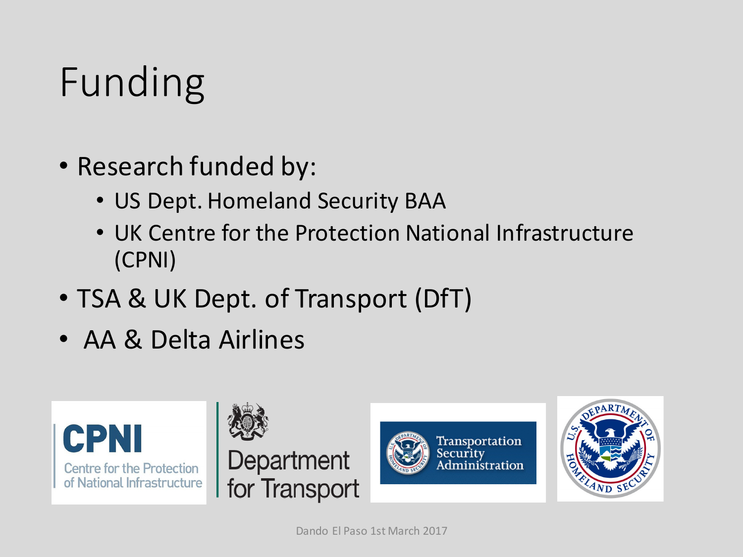# Funding

- Research funded by:
  - US Dept. Homeland Security BAA
  - UK Centre for the Protection National Infrastructure (CPNI)
- TSA & UK Dept. of Transport (DfT)
- AA & Delta Airlines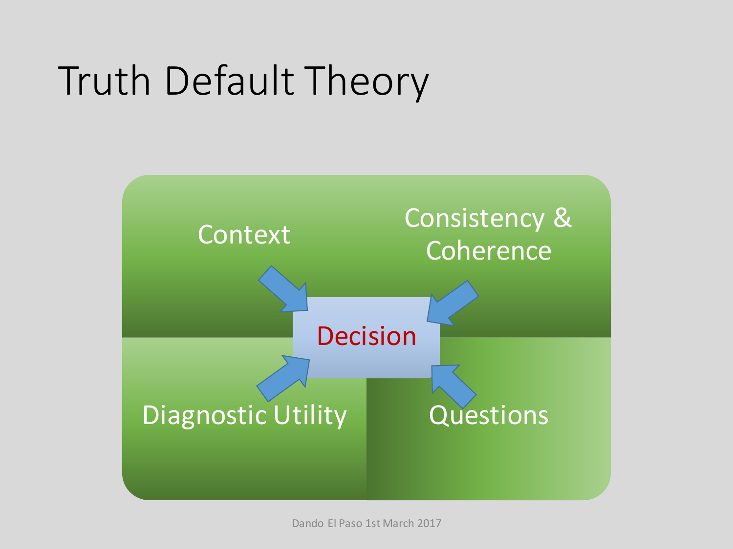# Truth Default Theory

Context

Consistency & Coherence

Decision

Diagnostic Utility

Questions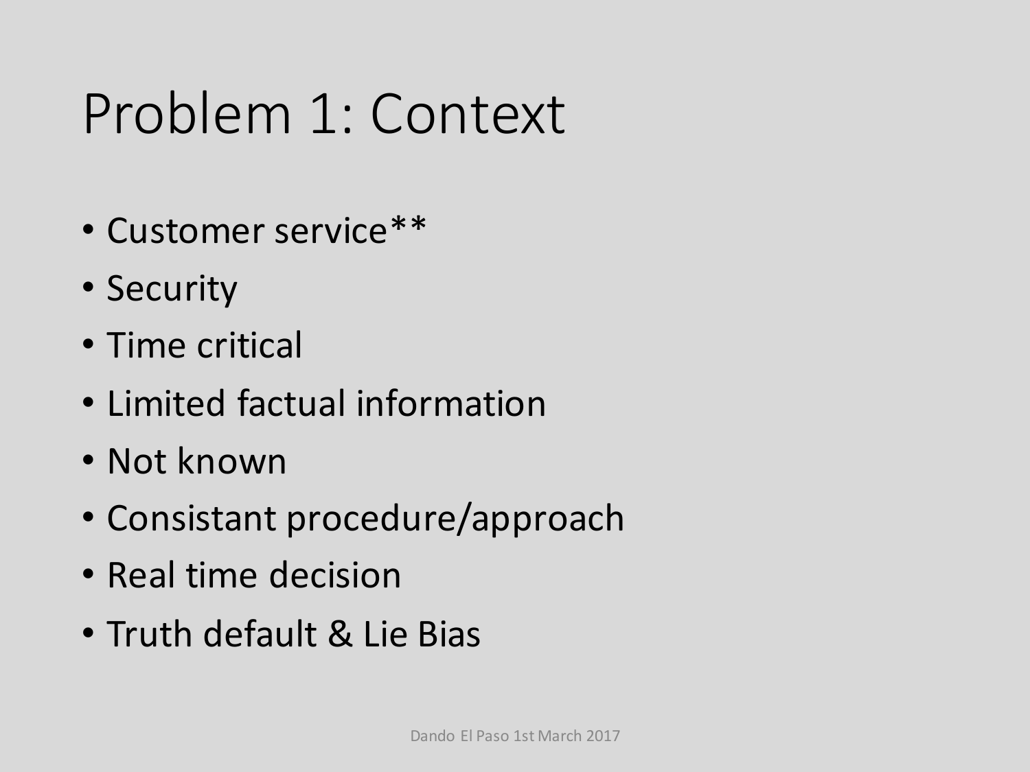# Problem 1: Context

- Customer service**
- Security
- Time critical
- Limited factual information
- Not known
- Consistant procedure/approach
- Real time decision
- Truth default & Lie Bias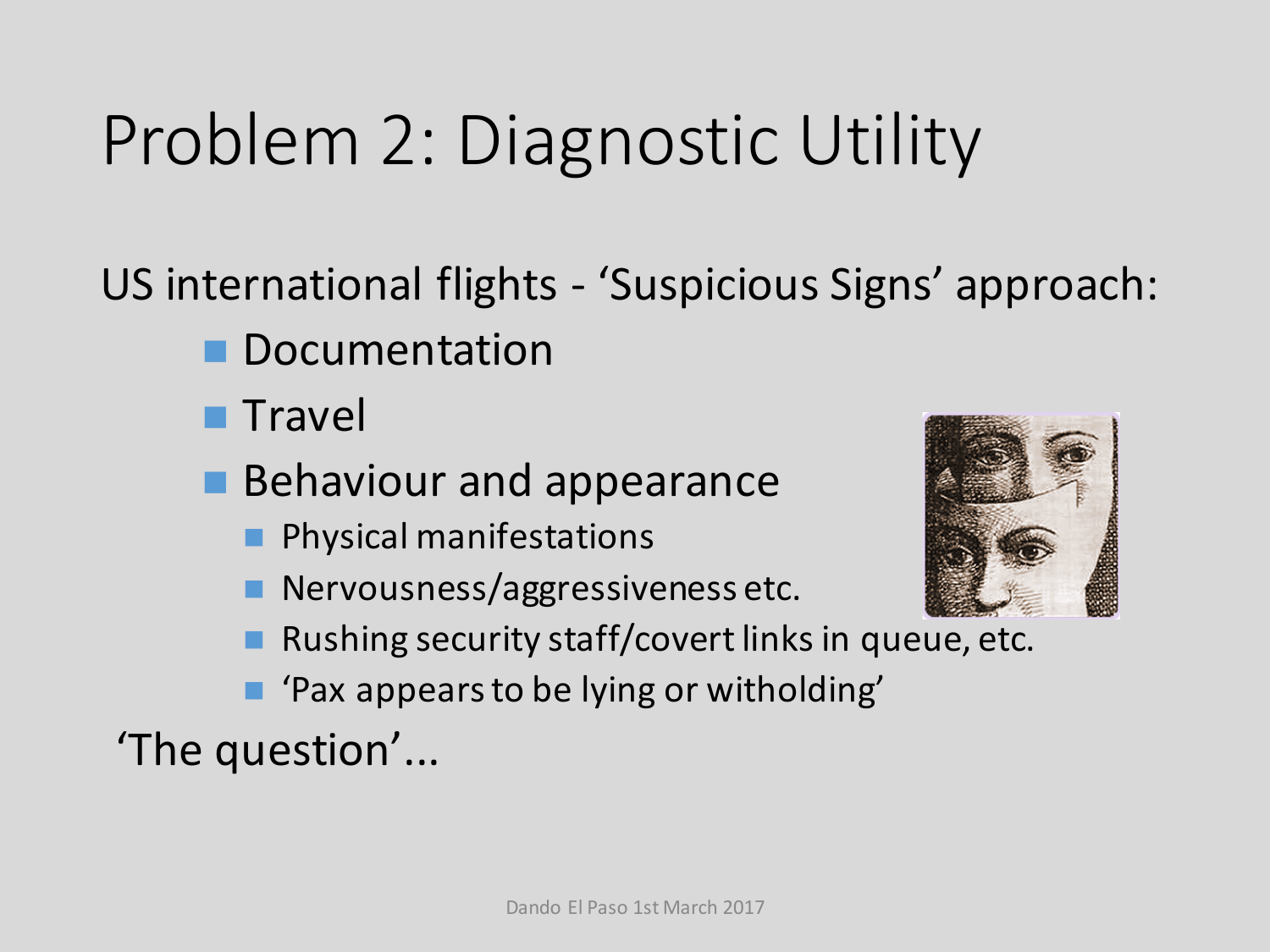# Problem 2: Diagnostic Utility

US international flights - 'Suspicious Signs' approach:

- Documentation
- Travel
- Behaviour and appearance
  - Physical manifestations
  - Nervousness/aggressiveness etc.
  - Rushing security staff/covert links in queue, etc.
  - 'Pax appears to be lying or witholding'

'The question'...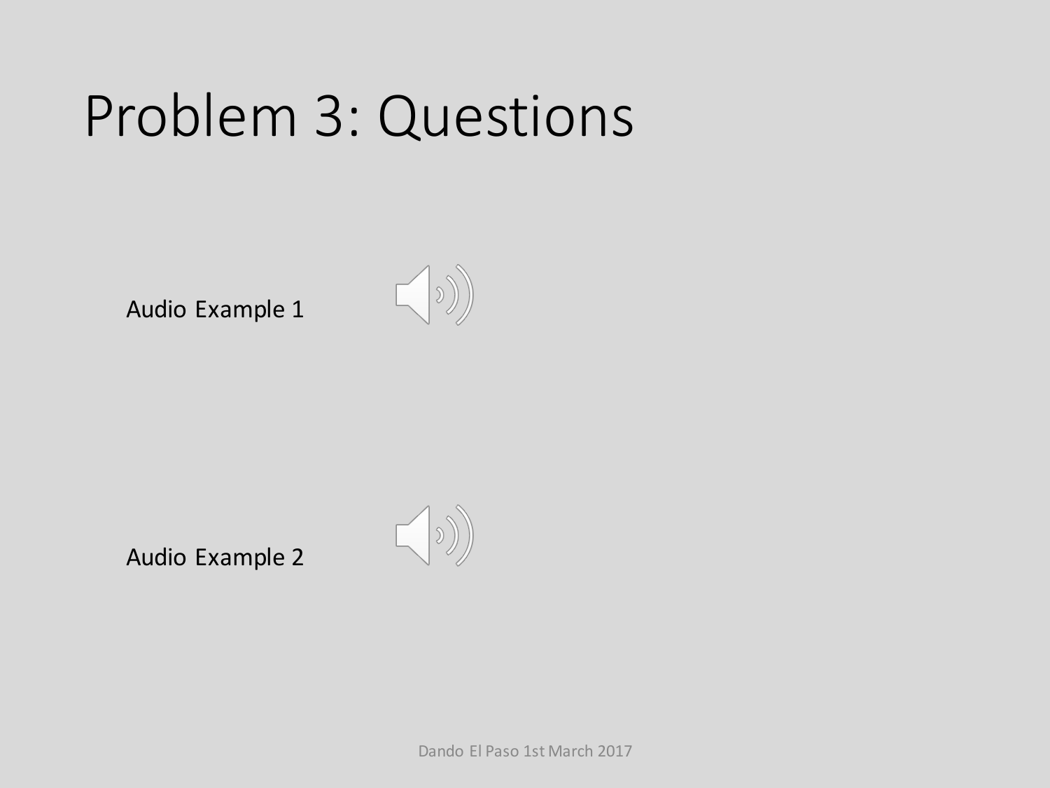# Problem 3: Questions

Audio Example 1

Audio Example 2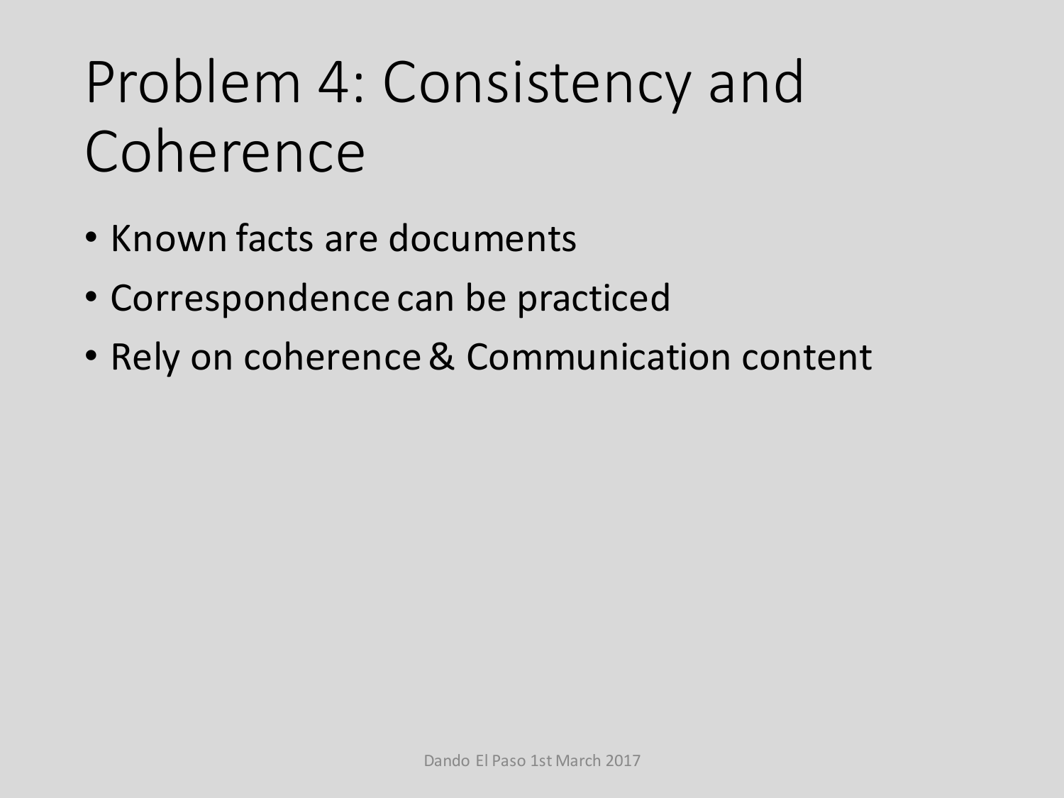# Problem 4: Consistency and Coherence

- Known facts are documents
- Correspondence can be practiced
- Rely on coherence & Communication content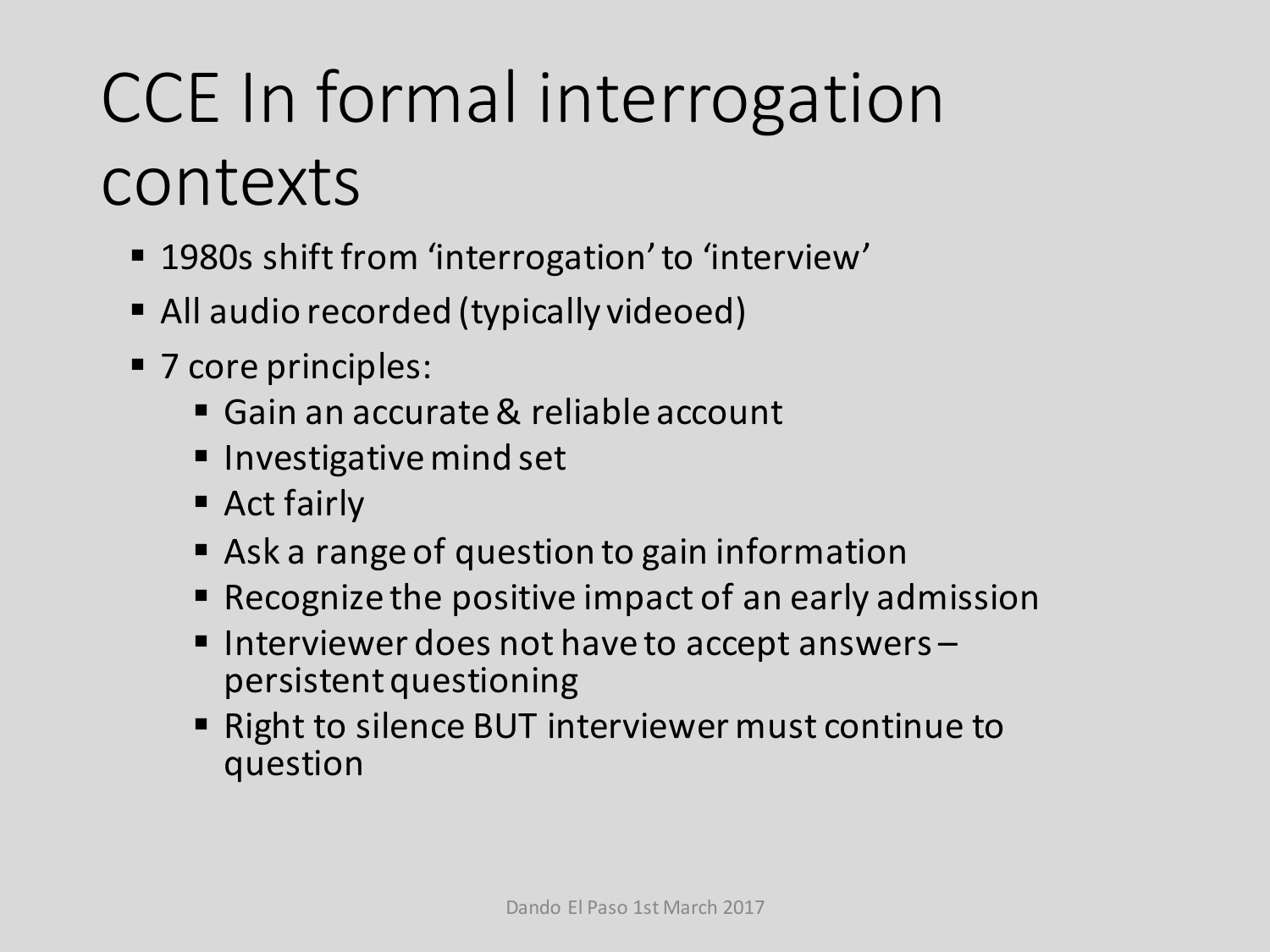# CCE In formal interrogation contexts

- 1980s shift from 'interrogation' to 'interview'
- All audio recorded (typically videoed)
- 7 core principles:
  - Gain an accurate & reliable account
  - Investigative mind set
  - Act fairly
  - Ask a range of question to gain information
  - Recognize the positive impact of an early admission
  - Interviewer does not have to accept answers – persistent questioning
  - Right to silence BUT interviewer must continue to question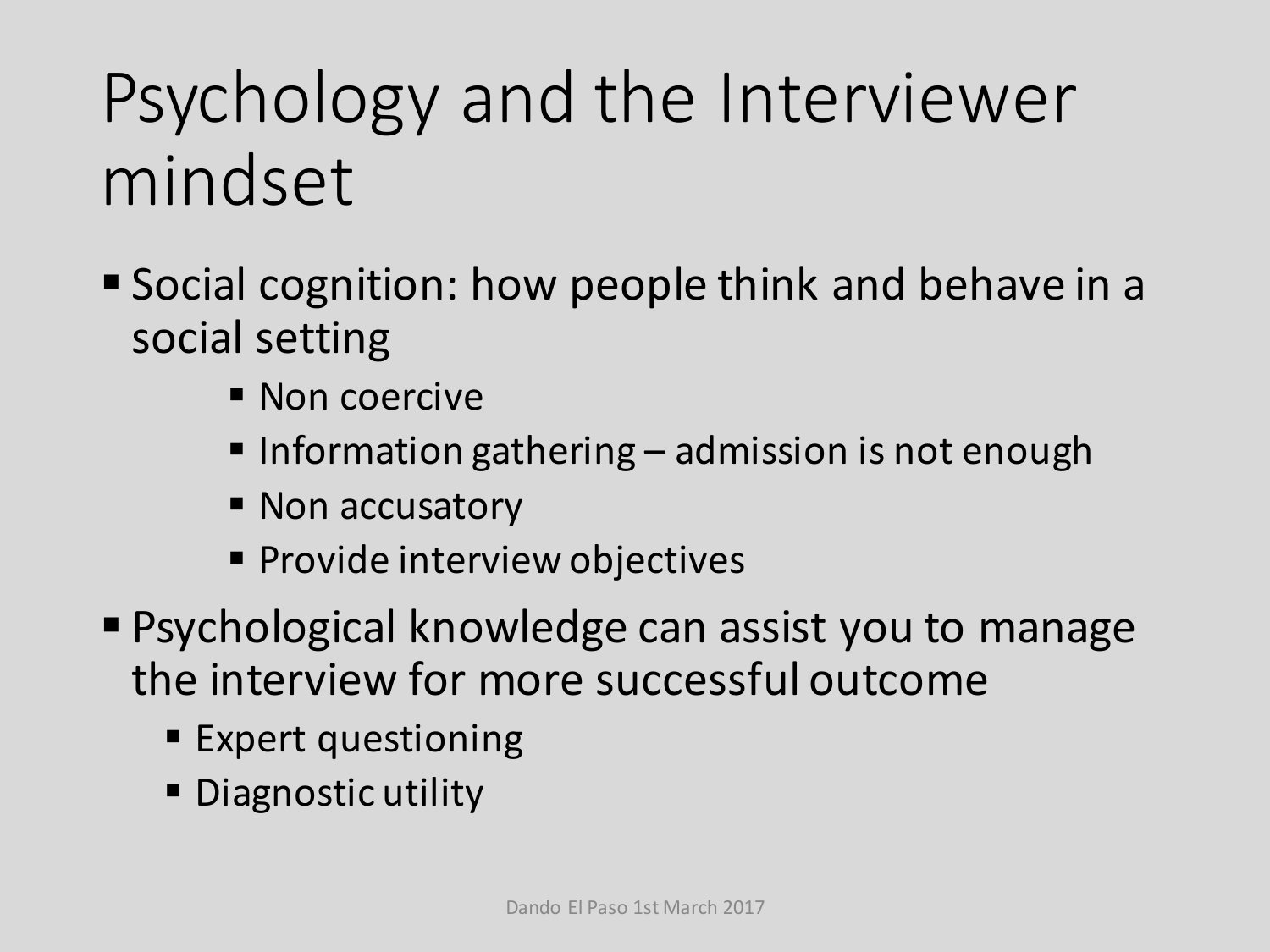# Psychology and the Interviewer mindset

- Social cognition: how people think and behave in a social setting
  - Non coercive
  - Information gathering – admission is not enough
  - Non accusatory
  - Provide interview objectives
- Psychological knowledge can assist you to manage the interview for more successful outcome
  - Expert questioning
  - Diagnostic utility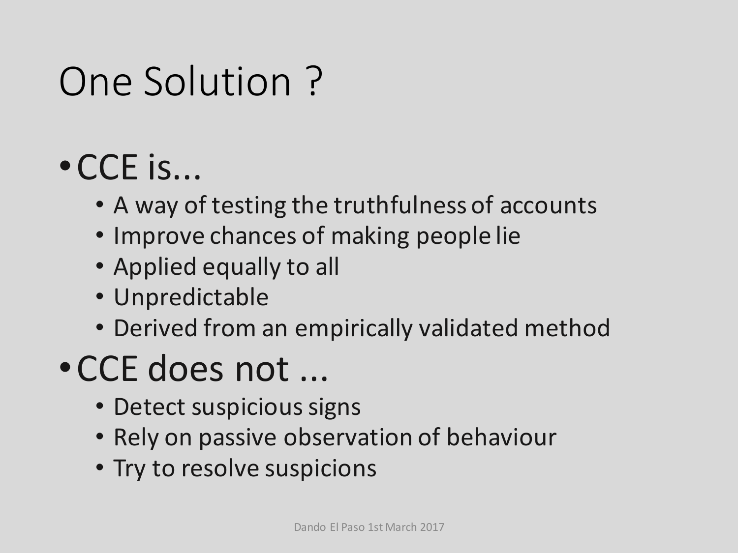# One Solution ?

- CCE is...
  - A way of testing the truthfulness of accounts
  - Improve chances of making people lie
  - Applied equally to all
  - Unpredictable
  - Derived from an empirically validated method
- CCE does not ...
  - Detect suspicious signs
  - Rely on passive observation of behaviour
  - Try to resolve suspicions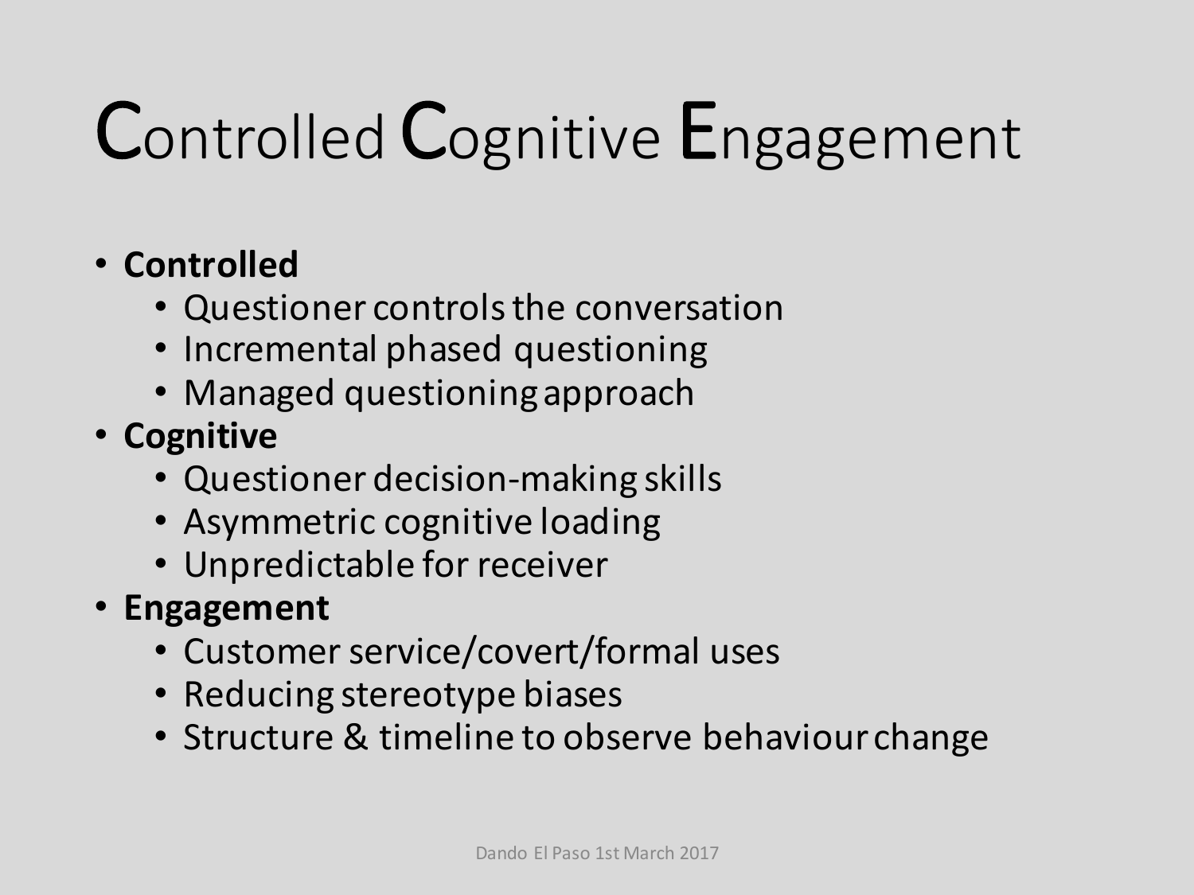# Controlled Cognitive Engagement

- **Controlled**
  - Questioner controls the conversation
  - Incremental phased questioning
  - Managed questioning approach
- **Cognitive**
  - Questioner decision-making skills
  - Asymmetric cognitive loading
  - Unpredictable for receiver
- **Engagement**
  - Customer service/covert/formal uses
  - Reducing stereotype biases
  - Structure & timeline to observe behaviour change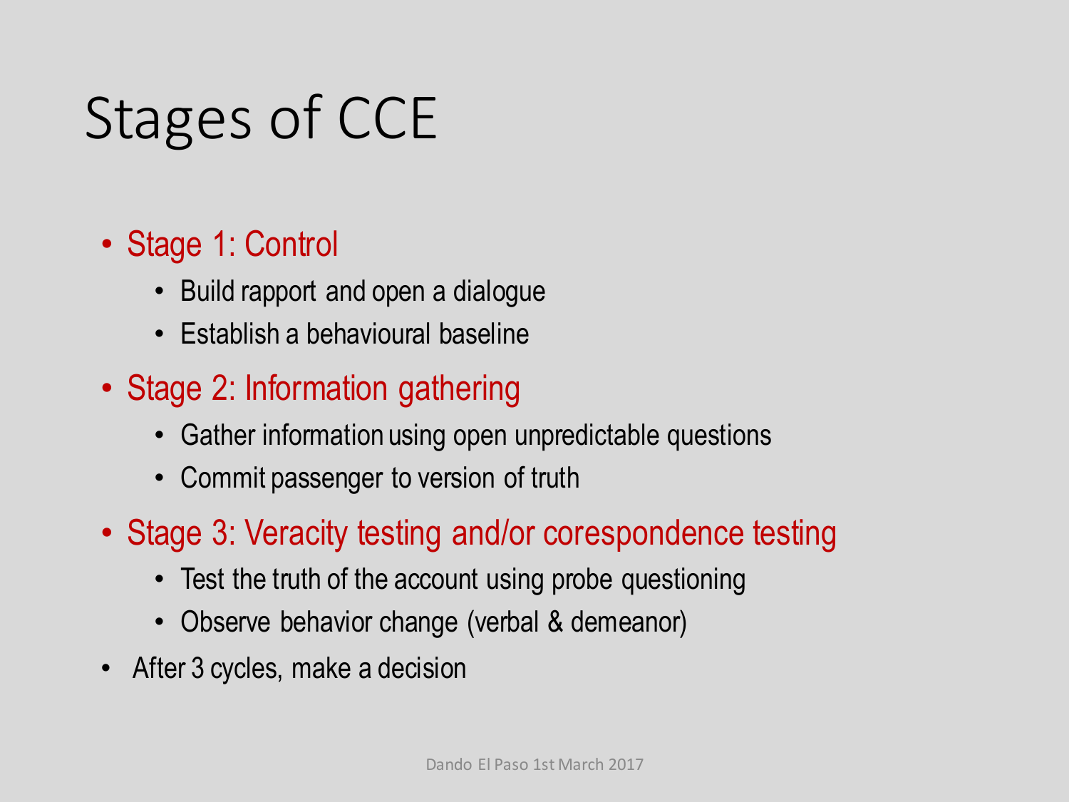# Stages of CCE

- Stage 1: Control
  - Build rapport and open a dialogue
  - Establish a behavioural baseline
- Stage 2: Information gathering
  - Gather information using open unpredictable questions
  - Commit passenger to version of truth
- Stage 3: Veracity testing and/or corespondence testing
  - Test the truth of the account using probe questioning
  - Observe behavior change (verbal & demeanor)
- After 3 cycles, make a decision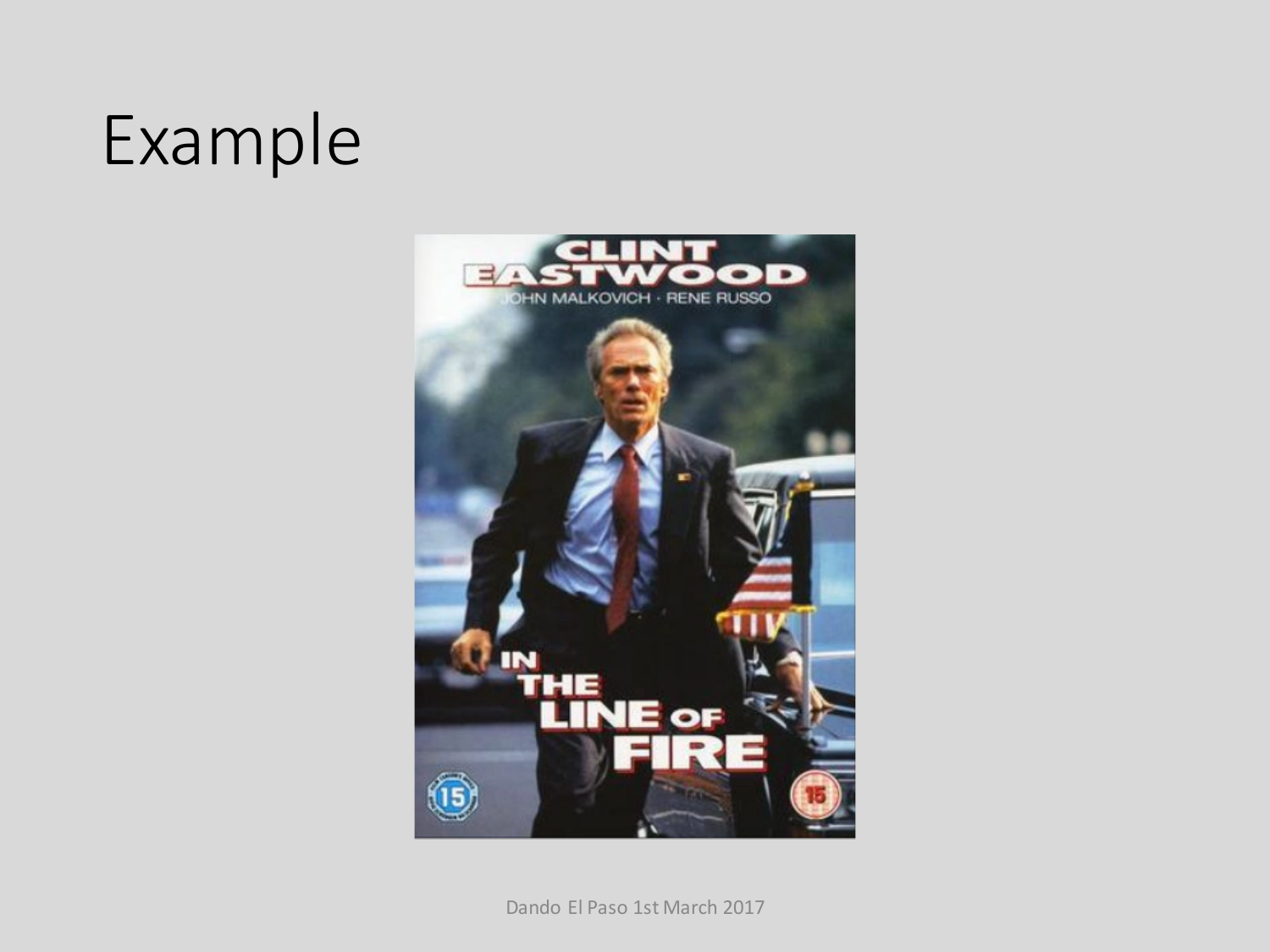# Example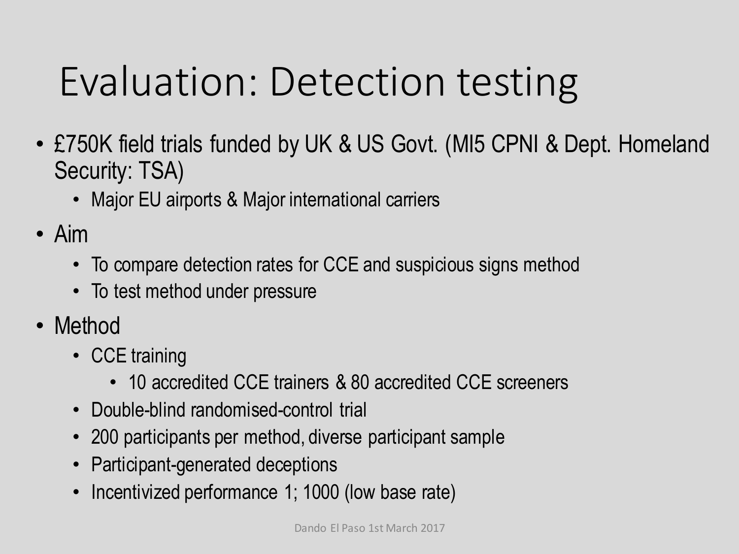# Evaluation: Detection testing

- £750K field trials funded by UK & US Govt. (MI5 CPNI & Dept. Homeland Security: TSA)
  - Major EU airports & Major international carriers
- Aim
  - To compare detection rates for CCE and suspicious signs method
  - To test method under pressure
- Method
  - CCE training
    - 10 accredited CCE trainers & 80 accredited CCE screeners
  - Double-blind randomised-control trial
  - 200 participants per method, diverse participant sample
  - Participant-generated deceptions
  - Incentivized performance 1; 1000 (low base rate)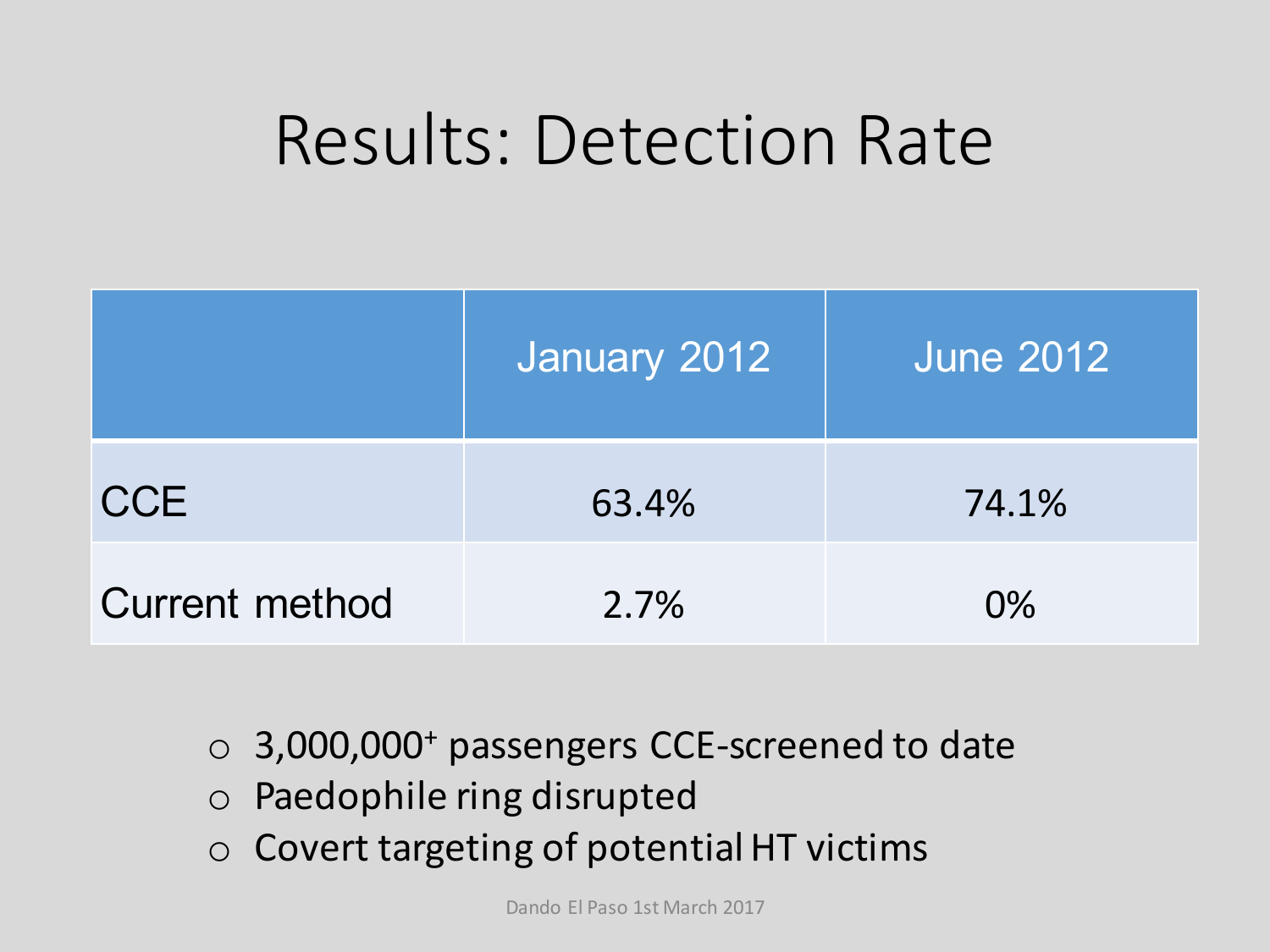# Results: Detection Rate

| | January 2012 | June 2012 |
|---|---|---|
| CCE | 63.4% | 74.1% |
| Current method | 2.7% | 0% |

- 3,000,000+ passengers CCE-screened to date
- Paedophile ring disrupted
- Covert targeting of potential HT victims

Dando El Paso 1st March 2017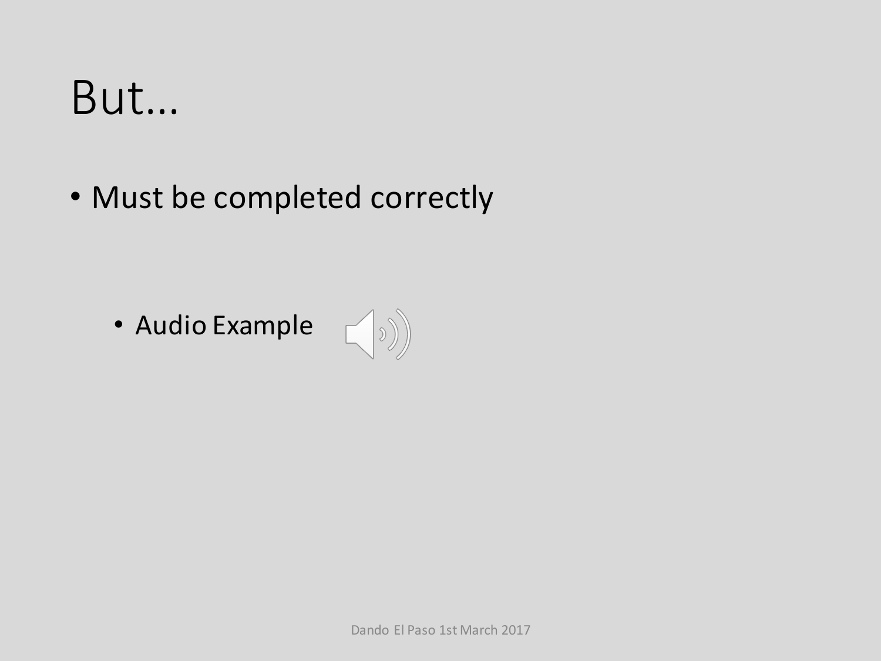# But…

- Must be completed correctly
  - Audio Example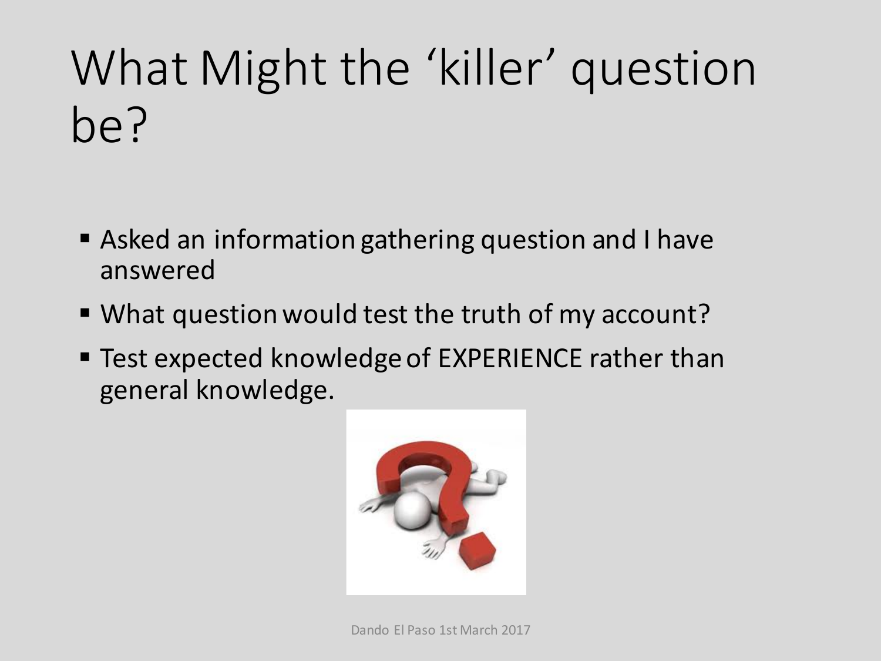# What Might the 'killer' question be?

- Asked an information gathering question and I have answered
- What question would test the truth of my account?
- Test expected knowledge of EXPERIENCE rather than general knowledge.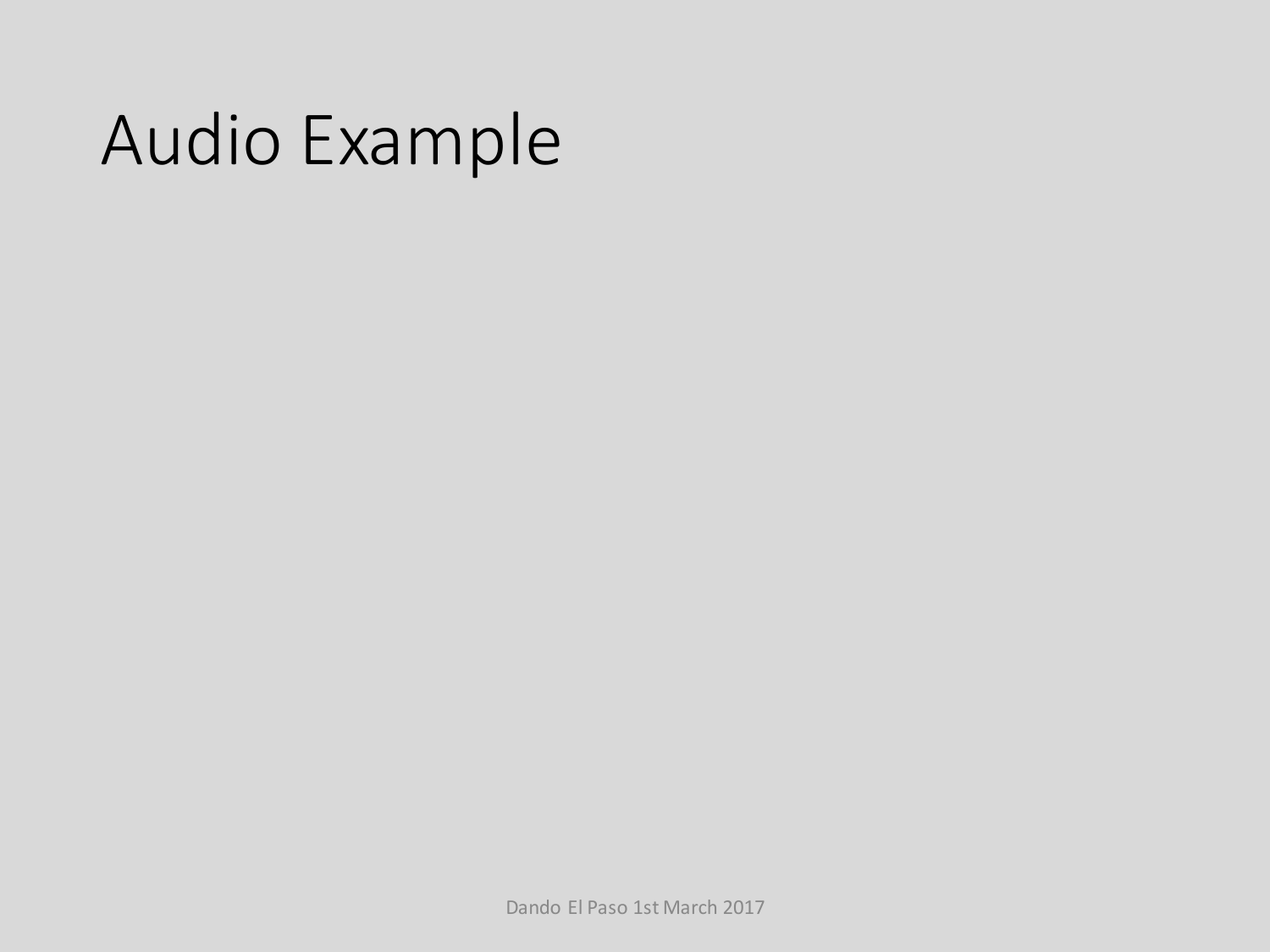# Audio Example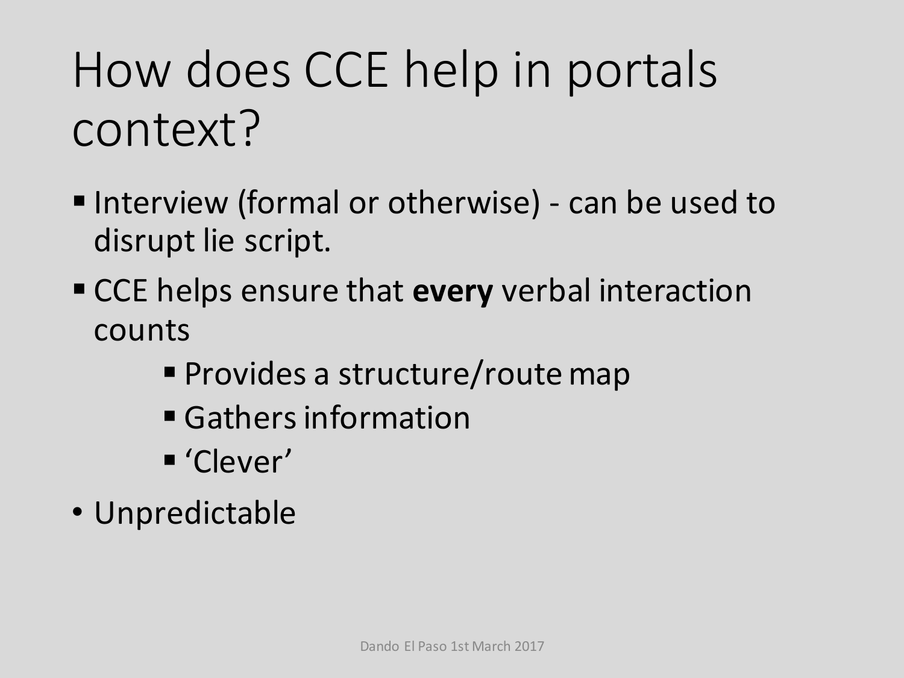# How does CCE help in portals context?

- Interview (formal or otherwise) - can be used to disrupt lie script.
- CCE helps ensure that **every** verbal interaction counts
    - Provides a structure/route map
    - Gathers information
    - 'Clever'
- Unpredictable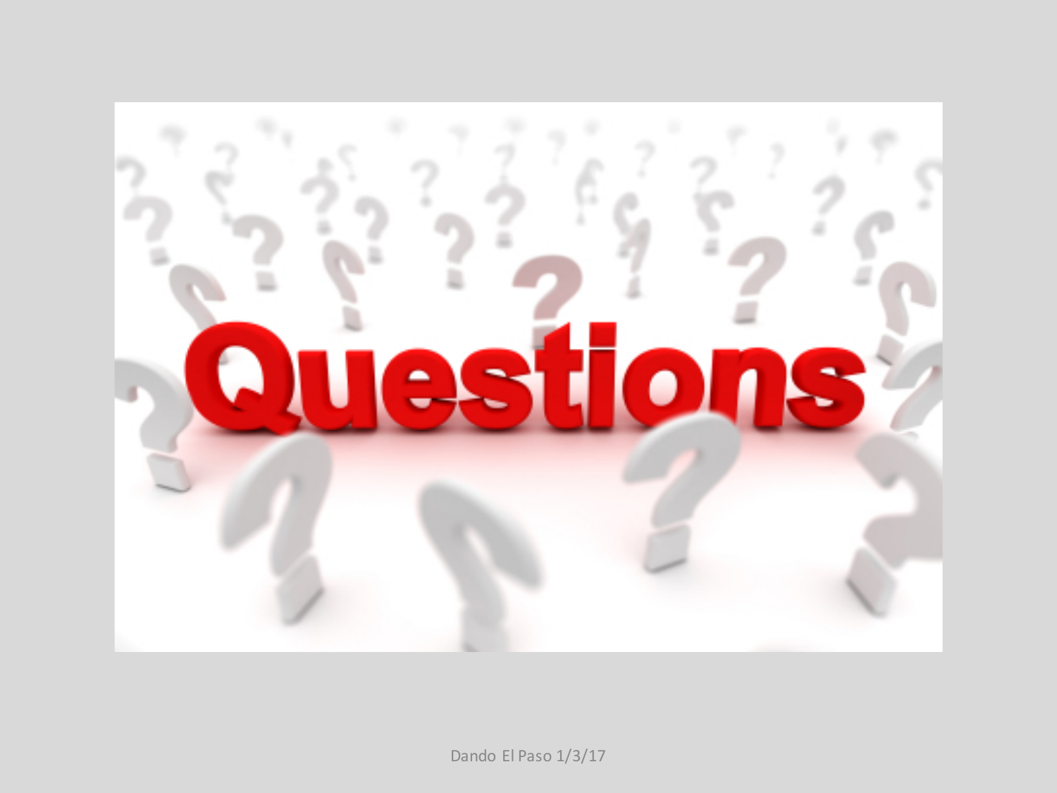# Questions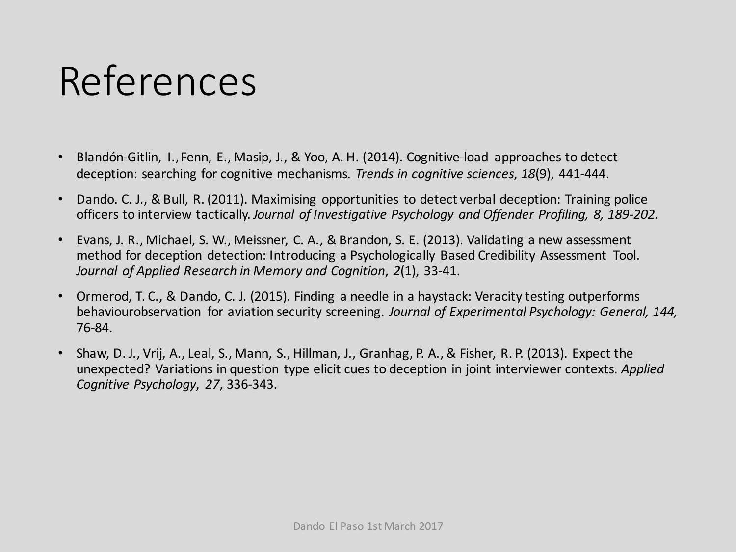# References

- Blandón-Gitlin, I., Fenn, E., Masip, J., & Yoo, A. H. (2014). Cognitive-load approaches to detect deception: searching for cognitive mechanisms. *Trends in cognitive sciences*, *18*(9), 441-444.
- Dando. C. J., & Bull, R. (2011). Maximising opportunities to detect verbal deception: Training police officers to interview tactically. *Journal of Investigative Psychology and Offender Profiling, 8, 189-202.*
- Evans, J. R., Michael, S. W., Meissner, C. A., & Brandon, S. E. (2013). Validating a new assessment method for deception detection: Introducing a Psychologically Based Credibility Assessment Tool. *Journal of Applied Research in Memory and Cognition*, *2*(1), 33-41.
- Ormerod, T. C., & Dando, C. J. (2015). Finding a needle in a haystack: Veracity testing outperforms behaviourobservation for aviation security screening. *Journal of Experimental Psychology: General, 144,* 76-84.
- Shaw, D. J., Vrij, A., Leal, S., Mann, S., Hillman, J., Granhag, P. A., & Fisher, R. P. (2013). Expect the unexpected? Variations in question type elicit cues to deception in joint interviewer contexts. *Applied Cognitive Psychology*, *27*, 336-343.